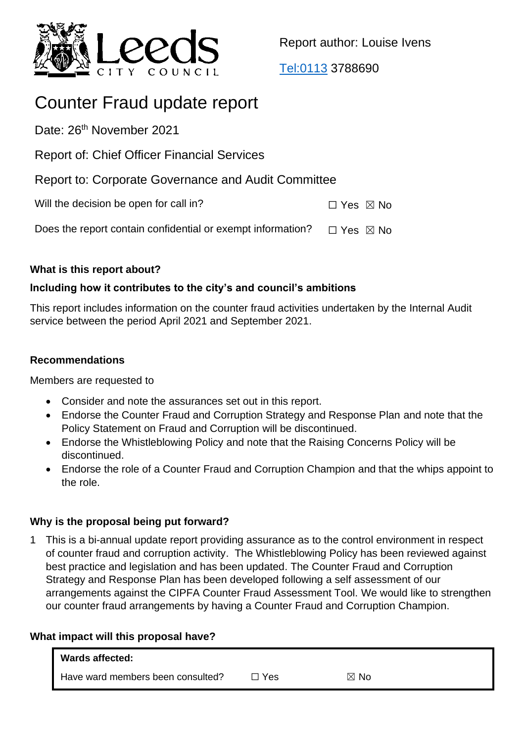Report author: Louise Ivens

Tel:0113 3788690

# Counter Fraud update report

Date: 26th November 2021

Report of: Chief Officer Financial Services

Report to: Corporate Governance and Audit Committee

Will the decision be open for call in? ☐ Yes ☒ No

Does the report contain confidential or exempt information? ☐ Yes ☒ No

**What is this report about?**

**Including how it contributes to the city's and council's ambitions**

This report includes information on the counter fraud activities undertaken by the Internal Audit service between the period April 2021 and September 2021.

**Recommendations**

Members are requested to

- Consider and note the assurances set out in this report.
- Endorse the Counter Fraud and Corruption Strategy and Response Plan and note that the Policy Statement on Fraud and Corruption will be discontinued.
- Endorse the Whistleblowing Policy and note that the Raising Concerns Policy will be discontinued.
- Endorse the role of a Counter Fraud and Corruption Champion and that the whips appoint to the role.

**Why is the proposal being put forward?**

1 This is a bi-annual update report providing assurance as to the control environment in respect of counter fraud and corruption activity. The Whistleblowing Policy has been reviewed against best practice and legislation and has been updated. The Counter Fraud and Corruption Strategy and Response Plan has been developed following a self assessment of our arrangements against the CIPFA Counter Fraud Assessment Tool. We would like to strengthen our counter fraud arrangements by having a Counter Fraud and Corruption Champion.

**What impact will this proposal have?**

| **Wards affected:** | | |
|---|---|---|
| Have ward members been consulted? | ☐ Yes | ☒ No |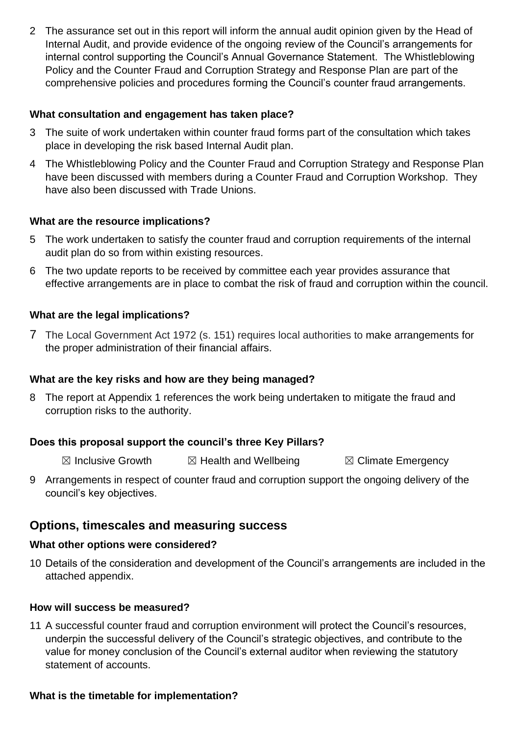2 The assurance set out in this report will inform the annual audit opinion given by the Head of Internal Audit, and provide evidence of the ongoing review of the Council's arrangements for internal control supporting the Council's Annual Governance Statement. The Whistleblowing Policy and the Counter Fraud and Corruption Strategy and Response Plan are part of the comprehensive policies and procedures forming the Council's counter fraud arrangements.

**What consultation and engagement has taken place?**

3 The suite of work undertaken within counter fraud forms part of the consultation which takes place in developing the risk based Internal Audit plan.

4 The Whistleblowing Policy and the Counter Fraud and Corruption Strategy and Response Plan have been discussed with members during a Counter Fraud and Corruption Workshop. They have also been discussed with Trade Unions.

**What are the resource implications?**

5 The work undertaken to satisfy the counter fraud and corruption requirements of the internal audit plan do so from within existing resources.

6 The two update reports to be received by committee each year provides assurance that effective arrangements are in place to combat the risk of fraud and corruption within the council.

**What are the legal implications?**

7 The Local Government Act 1972 (s. 151) requires local authorities to make arrangements for the proper administration of their financial affairs.

**What are the key risks and how are they being managed?**

8 The report at Appendix 1 references the work being undertaken to mitigate the fraud and corruption risks to the authority.

**Does this proposal support the council's three Key Pillars?**

☒ Inclusive Growth ☒ Health and Wellbeing ☒ Climate Emergency

9 Arrangements in respect of counter fraud and corruption support the ongoing delivery of the council's key objectives.

## Options, timescales and measuring success

**What other options were considered?**

10 Details of the consideration and development of the Council's arrangements are included in the attached appendix.

**How will success be measured?**

11 A successful counter fraud and corruption environment will protect the Council's resources, underpin the successful delivery of the Council's strategic objectives, and contribute to the value for money conclusion of the Council's external auditor when reviewing the statutory statement of accounts.

**What is the timetable for implementation?**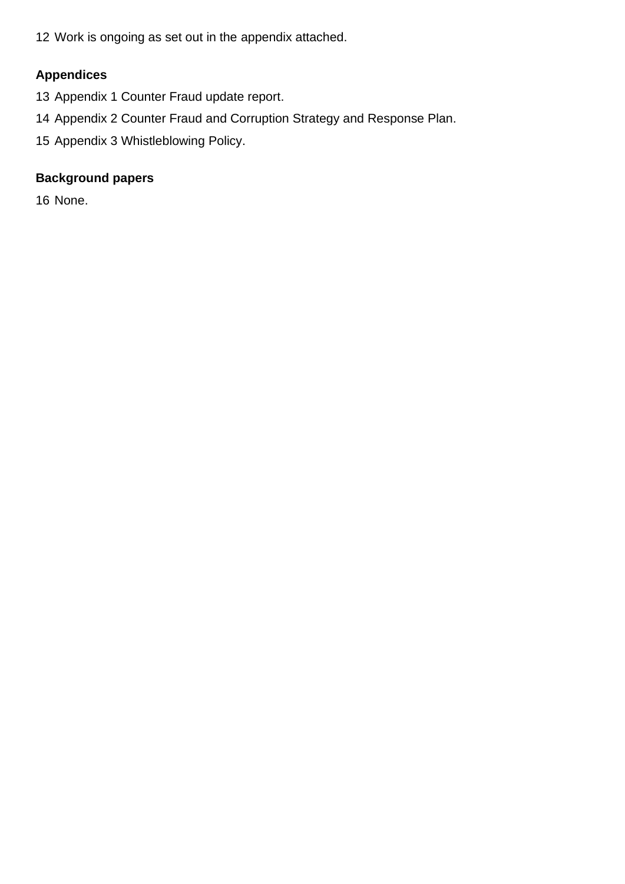12 Work is ongoing as set out in the appendix attached.

**Appendices**

13 Appendix 1 Counter Fraud update report.

14 Appendix 2 Counter Fraud and Corruption Strategy and Response Plan.

15 Appendix 3 Whistleblowing Policy.

**Background papers**

16 None.